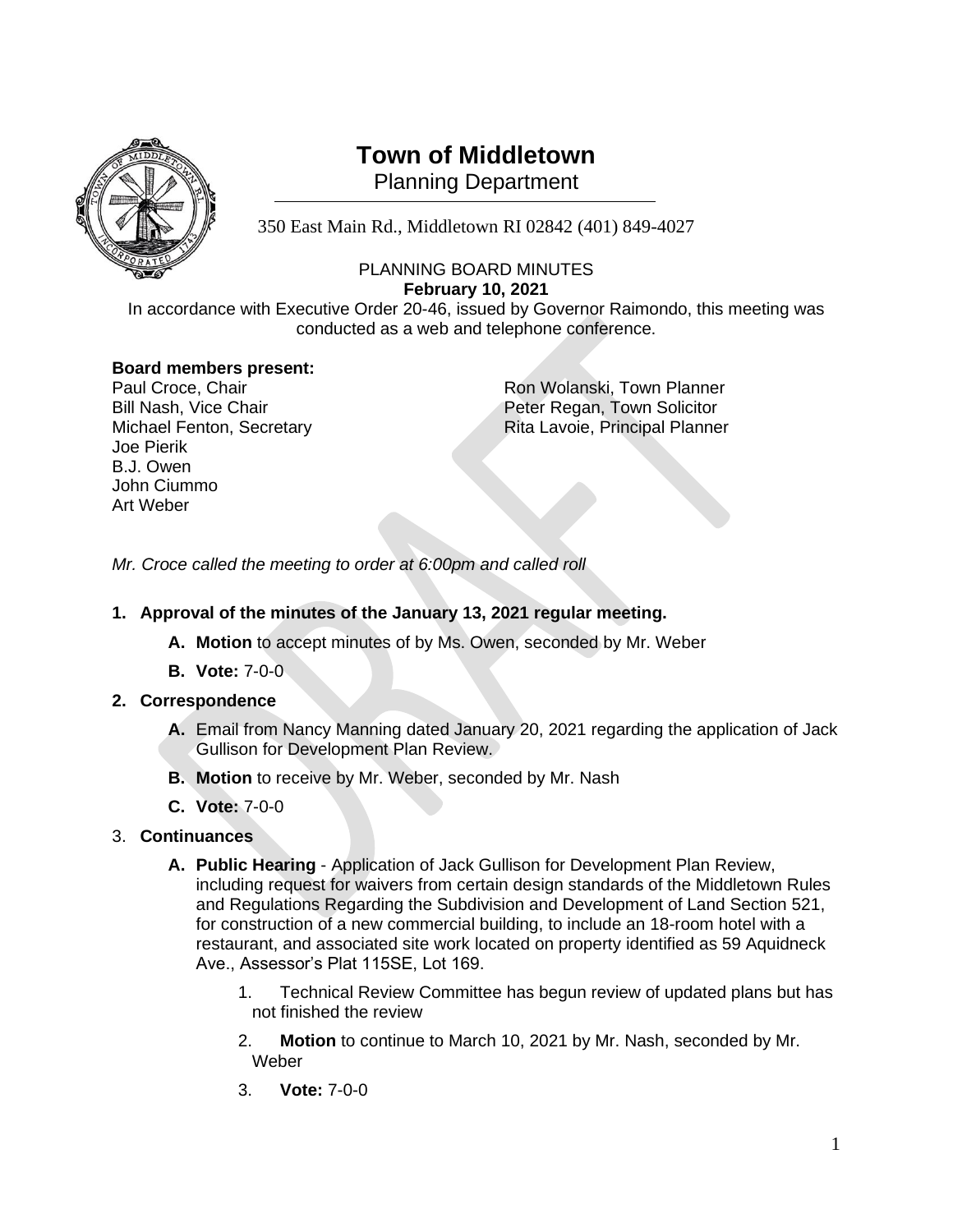# Town of Middletown

Planning Department

350 East Main Rd., Middletown RI 02842 (401) 849-4027

PLANNING BOARD MINUTES

**February 10, 2021**

In accordance with Executive Order 20-46, issued by Governor Raimondo, this meeting was conducted as a web and telephone conference.

**Board members present:**

Paul Croce, Chair
Bill Nash, Vice Chair
Michael Fenton, Secretary
Joe Pierik
B.J. Owen
John Ciummo
Art Weber

Ron Wolanski, Town Planner
Peter Regan, Town Solicitor
Rita Lavoie, Principal Planner

*Mr. Croce called the meeting to order at 6:00pm and called roll*

**1. Approval of the minutes of the January 13, 2021 regular meeting.**

   **A. Motion** to accept minutes of by Ms. Owen, seconded by Mr. Weber

   **B. Vote:** 7-0-0

**2. Correspondence**

   **A.** Email from Nancy Manning dated January 20, 2021 regarding the application of Jack Gullison for Development Plan Review.

   **B. Motion** to receive by Mr. Weber, seconded by Mr. Nash

   **C. Vote:** 7-0-0

3. **Continuances**

   **A. Public Hearing** - Application of Jack Gullison for Development Plan Review, including request for waivers from certain design standards of the Middletown Rules and Regulations Regarding the Subdivision and Development of Land Section 521, for construction of a new commercial building, to include an 18-room hotel with a restaurant, and associated site work located on property identified as 59 Aquidneck Ave., Assessor's Plat 115SE, Lot 169.

      1. Technical Review Committee has begun review of updated plans but has not finished the review

      2. **Motion** to continue to March 10, 2021 by Mr. Nash, seconded by Mr. Weber

      3. **Vote:** 7-0-0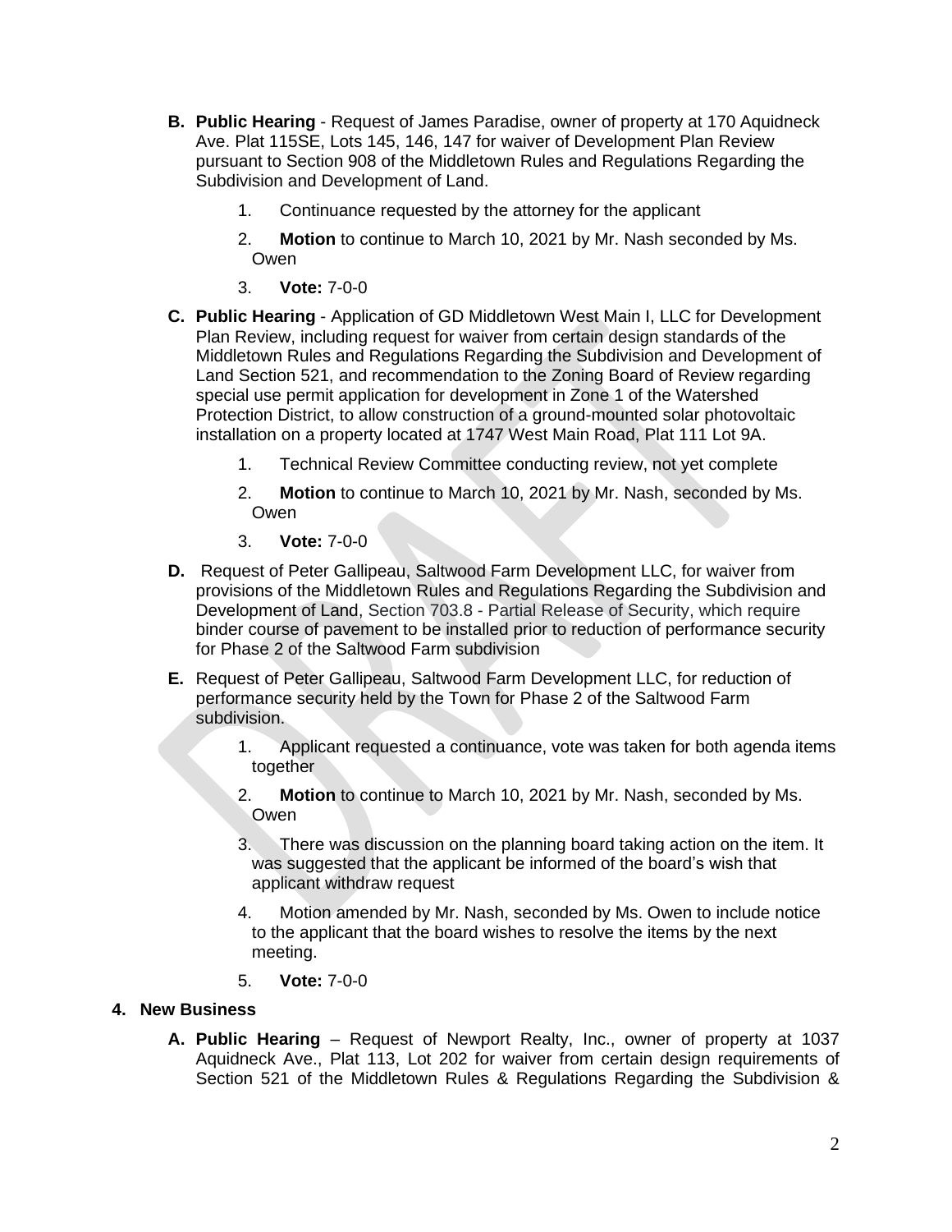B. **Public Hearing** - Request of James Paradise, owner of property at 170 Aquidneck Ave. Plat 115SE, Lots 145, 146, 147 for waiver of Development Plan Review pursuant to Section 908 of the Middletown Rules and Regulations Regarding the Subdivision and Development of Land.

    1. Continuance requested by the attorney for the applicant
    2. **Motion** to continue to March 10, 2021 by Mr. Nash seconded by Ms. Owen
    3. **Vote:** 7-0-0

C. **Public Hearing** - Application of GD Middletown West Main I, LLC for Development Plan Review, including request for waiver from certain design standards of the Middletown Rules and Regulations Regarding the Subdivision and Development of Land Section 521, and recommendation to the Zoning Board of Review regarding special use permit application for development in Zone 1 of the Watershed Protection District, to allow construction of a ground-mounted solar photovoltaic installation on a property located at 1747 West Main Road, Plat 111 Lot 9A.

    1. Technical Review Committee conducting review, not yet complete
    2. **Motion** to continue to March 10, 2021 by Mr. Nash, seconded by Ms. Owen
    3. **Vote:** 7-0-0

D. Request of Peter Gallipeau, Saltwood Farm Development LLC, for waiver from provisions of the Middletown Rules and Regulations Regarding the Subdivision and Development of Land, Section 703.8 - Partial Release of Security, which require binder course of pavement to be installed prior to reduction of performance security for Phase 2 of the Saltwood Farm subdivision

E. Request of Peter Gallipeau, Saltwood Farm Development LLC, for reduction of performance security held by the Town for Phase 2 of the Saltwood Farm subdivision.

    1. Applicant requested a continuance, vote was taken for both agenda items together
    2. **Motion** to continue to March 10, 2021 by Mr. Nash, seconded by Ms. Owen
    3. There was discussion on the planning board taking action on the item. It was suggested that the applicant be informed of the board's wish that applicant withdraw request
    4. Motion amended by Mr. Nash, seconded by Ms. Owen to include notice to the applicant that the board wishes to resolve the items by the next meeting.
    5. **Vote:** 7-0-0

## 4. New Business

A. **Public Hearing** – Request of Newport Realty, Inc., owner of property at 1037 Aquidneck Ave., Plat 113, Lot 202 for waiver from certain design requirements of Section 521 of the Middletown Rules & Regulations Regarding the Subdivision &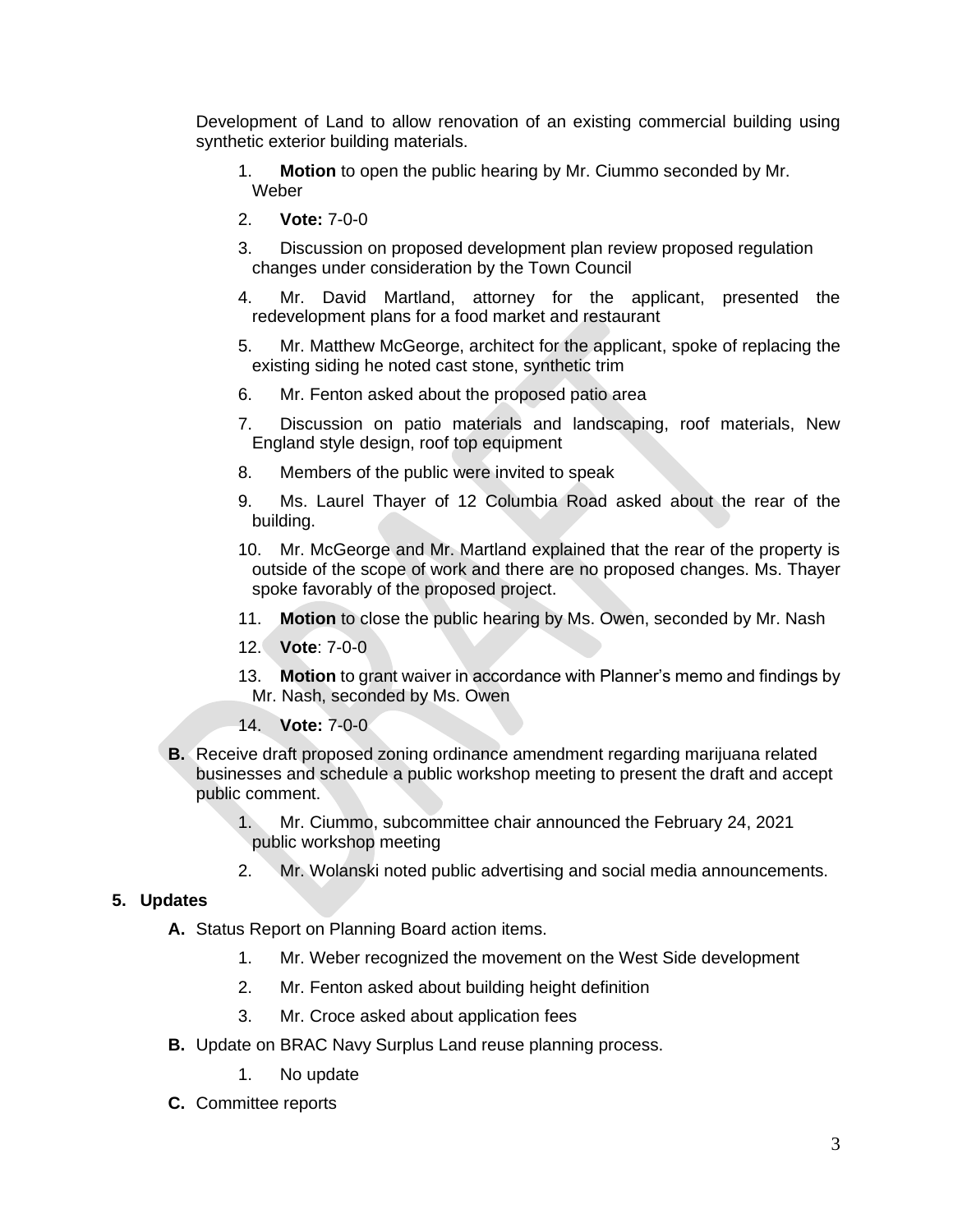Development of Land to allow renovation of an existing commercial building using synthetic exterior building materials.

1. **Motion** to open the public hearing by Mr. Ciummo seconded by Mr. Weber
2. **Vote:** 7-0-0
3. Discussion on proposed development plan review proposed regulation changes under consideration by the Town Council
4. Mr. David Martland, attorney for the applicant, presented the redevelopment plans for a food market and restaurant
5. Mr. Matthew McGeorge, architect for the applicant, spoke of replacing the existing siding he noted cast stone, synthetic trim
6. Mr. Fenton asked about the proposed patio area
7. Discussion on patio materials and landscaping, roof materials, New England style design, roof top equipment
8. Members of the public were invited to speak
9. Ms. Laurel Thayer of 12 Columbia Road asked about the rear of the building.
10. Mr. McGeorge and Mr. Martland explained that the rear of the property is outside of the scope of work and there are no proposed changes. Ms. Thayer spoke favorably of the proposed project.
11. **Motion** to close the public hearing by Ms. Owen, seconded by Mr. Nash
12. **Vote**: 7-0-0
13. **Motion** to grant waiver in accordance with Planner's memo and findings by Mr. Nash, seconded by Ms. Owen
14. **Vote:** 7-0-0

**B.** Receive draft proposed zoning ordinance amendment regarding marijuana related businesses and schedule a public workshop meeting to present the draft and accept public comment.

1. Mr. Ciummo, subcommittee chair announced the February 24, 2021 public workshop meeting
2. Mr. Wolanski noted public advertising and social media announcements.

## 5. Updates

**A.** Status Report on Planning Board action items.

1. Mr. Weber recognized the movement on the West Side development
2. Mr. Fenton asked about building height definition
3. Mr. Croce asked about application fees

**B.** Update on BRAC Navy Surplus Land reuse planning process.

1. No update

**C.** Committee reports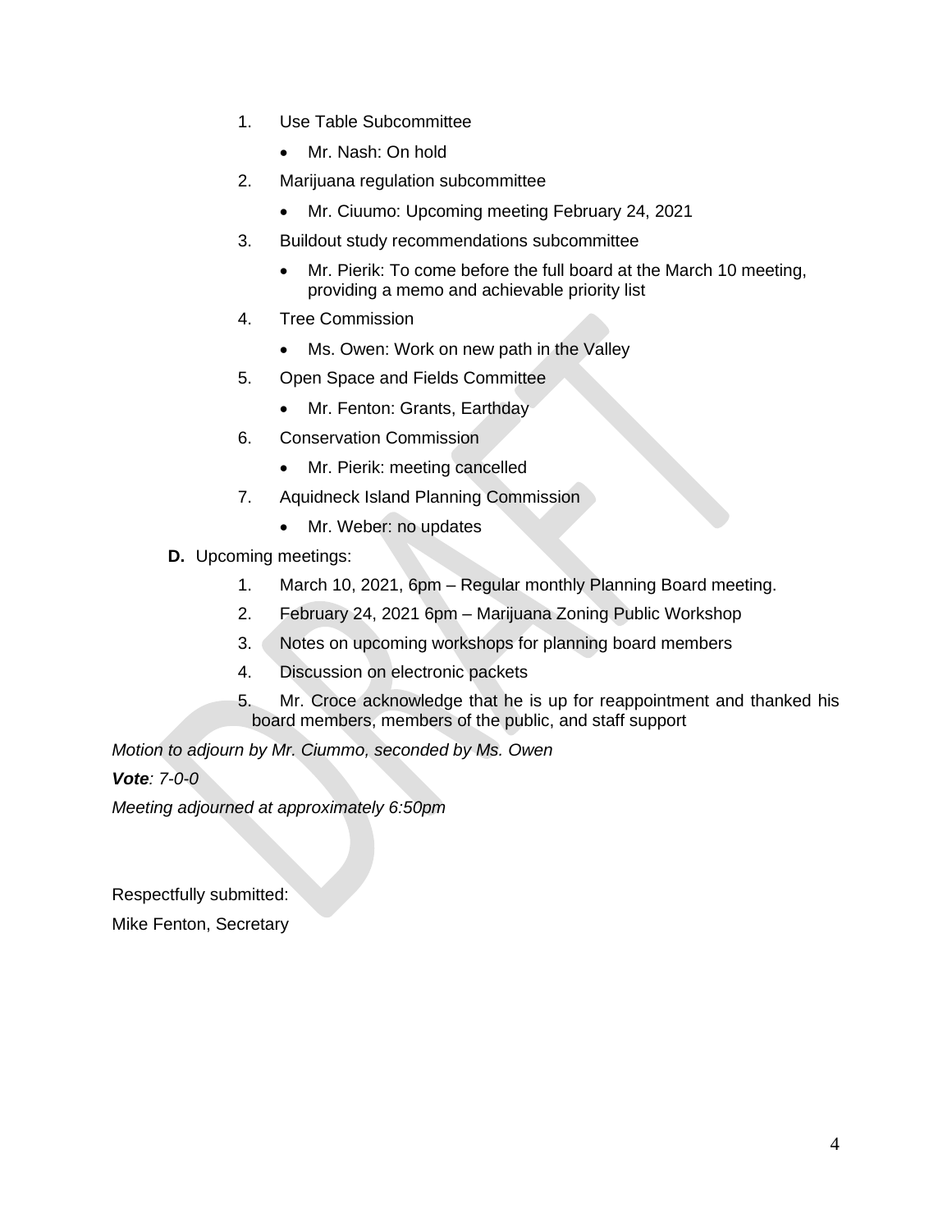1. Use Table Subcommittee
   - Mr. Nash: On hold
2. Marijuana regulation subcommittee
   - Mr. Ciuumo: Upcoming meeting February 24, 2021
3. Buildout study recommendations subcommittee
   - Mr. Pierik: To come before the full board at the March 10 meeting, providing a memo and achievable priority list
4. Tree Commission
   - Ms. Owen: Work on new path in the Valley
5. Open Space and Fields Committee
   - Mr. Fenton: Grants, Earthday
6. Conservation Commission
   - Mr. Pierik: meeting cancelled
7. Aquidneck Island Planning Commission
   - Mr. Weber: no updates

**D.** Upcoming meetings:

1. March 10, 2021, 6pm – Regular monthly Planning Board meeting.
2. February 24, 2021 6pm – Marijuana Zoning Public Workshop
3. Notes on upcoming workshops for planning board members
4. Discussion on electronic packets
5. Mr. Croce acknowledge that he is up for reappointment and thanked his board members, members of the public, and staff support

*Motion to adjourn by Mr. Ciummo, seconded by Ms. Owen*

***Vote**: 7-0-0*

*Meeting adjourned at approximately 6:50pm*

Respectfully submitted:

Mike Fenton, Secretary